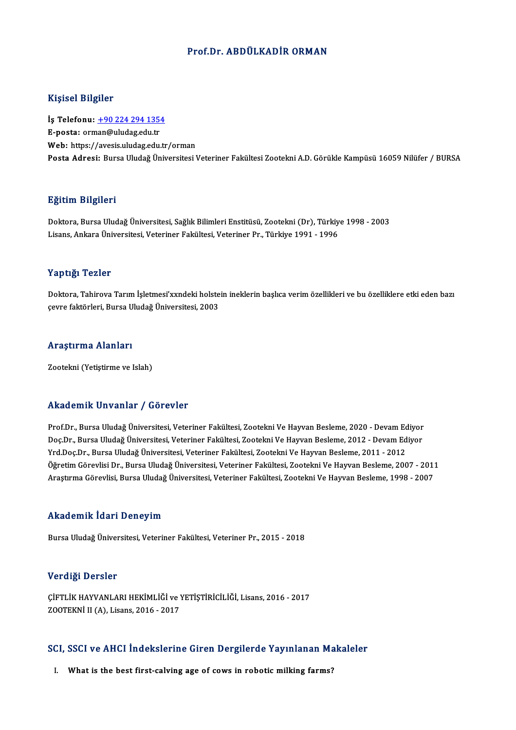# Prof.Dr. ABDÜLKADİR ORMAN

## Kişisel Bilgiler

**İş Telefonu:** +90 224 294 1354
**E-posta:** orman@uludag.edu.tr
**Web:** https://avesis.uludag.edu.tr/orman
**Posta Adresi:** Bursa Uludağ Üniversitesi Veteriner Fakültesi Zootekni A.D. Görükle Kampüsü 16059 Nilüfer / BURSA

## Eğitim Bilgileri

Doktora, Bursa Uludağ Üniversitesi, Sağlık Bilimleri Enstitüsü, Zootekni (Dr), Türkiye 1998 - 2003
Lisans, Ankara Üniversitesi, Veteriner Fakültesi, Veteriner Pr., Türkiye 1991 - 1996

## Yaptığı Tezler

Doktora, Tahirova Tarım İşletmesi'xxndeki holstein ineklerin başlıca verim özellikleri ve bu özelliklere etki eden bazı çevre faktörleri, Bursa Uludağ Üniversitesi, 2003

## Araştırma Alanları

Zootekni (Yetiştirme ve Islah)

## Akademik Unvanlar / Görevler

Prof.Dr., Bursa Uludağ Üniversitesi, Veteriner Fakültesi, Zootekni Ve Hayvan Besleme, 2020 - Devam Ediyor
Doç.Dr., Bursa Uludağ Üniversitesi, Veteriner Fakültesi, Zootekni Ve Hayvan Besleme, 2012 - Devam Ediyor
Yrd.Doç.Dr., Bursa Uludağ Üniversitesi, Veteriner Fakültesi, Zootekni Ve Hayvan Besleme, 2011 - 2012
Öğretim Görevlisi Dr., Bursa Uludağ Üniversitesi, Veteriner Fakültesi, Zootekni Ve Hayvan Besleme, 2007 - 2011
Araştırma Görevlisi, Bursa Uludağ Üniversitesi, Veteriner Fakültesi, Zootekni Ve Hayvan Besleme, 1998 - 2007

## Akademik İdari Deneyim

Bursa Uludağ Üniversitesi, Veteriner Fakültesi, Veteriner Pr., 2015 - 2018

## Verdiği Dersler

ÇİFTLİK HAYVANLARI HEKİMLİĞİ ve YETİŞTİRİCİLİĞİ, Lisans, 2016 - 2017
ZOOTEKNİ II (A), Lisans, 2016 - 2017

## SCI, SSCI ve AHCI İndekslerine Giren Dergilerde Yayınlanan Makaleler

I. **What is the best first-calving age of cows in robotic milking farms?**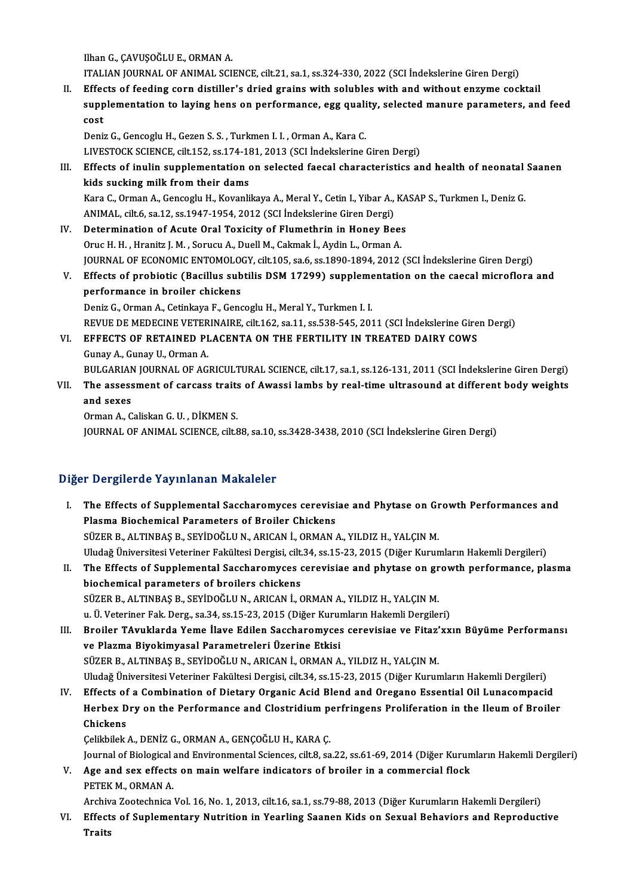Ilhan G., ÇAVUŞOĞLU E., ORMAN A.

ITALIAN JOURNAL OF ANIMAL SCIENCE, cilt.21, sa.1, ss.324-330, 2022 (SCI İndekslerine Giren Dergi)

II. **Effects of feeding corn distiller's dried grains with solubles with and without enzyme cocktail supplementation to laying hens on performance, egg quality, selected manure parameters, and feed cost**

Deniz G., Gencoglu H., Gezen S. S. , Turkmen I. I. , Orman A., Kara C.

LIVESTOCK SCIENCE, cilt.152, ss.174-181, 2013 (SCI İndekslerine Giren Dergi)

III. **Effects of inulin supplementation on selected faecal characteristics and health of neonatal Saanen kids sucking milk from their dams**

Kara C., Orman A., Gencoglu H., Kovanlikaya A., Meral Y., Cetin I., Yibar A., KASAP S., Turkmen I., Deniz G.

ANIMAL, cilt.6, sa.12, ss.1947-1954, 2012 (SCI İndekslerine Giren Dergi)

IV. **Determination of Acute Oral Toxicity of Flumethrin in Honey Bees**

Oruc H. H. , Hranitz J. M. , Sorucu A., Duell M., Cakmak İ., Aydin L., Orman A.

JOURNAL OF ECONOMIC ENTOMOLOGY, cilt.105, sa.6, ss.1890-1894, 2012 (SCI İndekslerine Giren Dergi)

V. **Effects of probiotic (Bacillus subtilis DSM 17299) supplementation on the caecal microflora and performance in broiler chickens**

Deniz G., Orman A., Cetinkaya F., Gencoglu H., Meral Y., Turkmen I. I.

REVUE DE MEDECINE VETERINAIRE, cilt.162, sa.11, ss.538-545, 2011 (SCI İndekslerine Giren Dergi)

VI. **EFFECTS OF RETAINED PLACENTA ON THE FERTILITY IN TREATED DAIRY COWS**

Gunay A., Gunay U., Orman A.

BULGARIAN JOURNAL OF AGRICULTURAL SCIENCE, cilt.17, sa.1, ss.126-131, 2011 (SCI İndekslerine Giren Dergi)

VII. **The assessment of carcass traits of Awassi lambs by real-time ultrasound at different body weights and sexes**

Orman A., Caliskan G. U. , DİKMEN S.

JOURNAL OF ANIMAL SCIENCE, cilt.88, sa.10, ss.3428-3438, 2010 (SCI İndekslerine Giren Dergi)

## Diğer Dergilerde Yayınlanan Makaleler

I. **The Effects of Supplemental Saccharomyces cerevisiae and Phytase on Growth Performances and Plasma Biochemical Parameters of Broiler Chickens**

SÜZER B., ALTINBAŞ B., SEYİDOĞLU N., ARICAN İ., ORMAN A., YILDIZ H., YALÇIN M.

Uludağ Üniversitesi Veteriner Fakültesi Dergisi, cilt.34, ss.15-23, 2015 (Diğer Kurumların Hakemli Dergileri)

II. **The Effects of Supplemental Saccharomyces cerevisiae and phytase on growth performance, plasma biochemical parameters of broilers chickens**

SÜZER B., ALTINBAŞ B., SEYİDOĞLU N., ARICAN İ., ORMAN A., YILDIZ H., YALÇIN M.

u. Ü. Veteriner Fak. Derg., sa.34, ss.15-23, 2015 (Diğer Kurumların Hakemli Dergileri)

III. **Broiler TAvuklarda Yeme İlave Edilen Saccharomyces cerevisiae ve Fitaz'xın Büyüme Performansı ve Plazma Biyokimyasal Parametreleri Üzerine Etkisi**

SÜZER B., ALTINBAŞ B., SEYİDOĞLU N., ARICAN İ., ORMAN A., YILDIZ H., YALÇIN M.

Uludağ Üniversitesi Veteriner Fakültesi Dergisi, cilt.34, ss.15-23, 2015 (Diğer Kurumların Hakemli Dergileri)

IV. **Effects of a Combination of Dietary Organic Acid Blend and Oregano Essential Oil Lunacompacid Herbex Dry on the Performance and Clostridium perfringens Proliferation in the Ileum of Broiler Chickens**

Çelikbilek A., DENİZ G., ORMAN A., GENÇOĞLU H., KARA Ç.

Journal of Biological and Environmental Sciences, cilt.8, sa.22, ss.61-69, 2014 (Diğer Kurumların Hakemli Dergileri)

V. **Age and sex effects on main welfare indicators of broiler in a commercial flock**

PETEK M., ORMAN A.

Archiva Zootechnica Vol. 16, No. 1, 2013, cilt.16, sa.1, ss.79-88, 2013 (Diğer Kurumların Hakemli Dergileri)

VI. **Effects of Suplementary Nutrition in Yearling Saanen Kids on Sexual Behaviors and Reproductive Traits**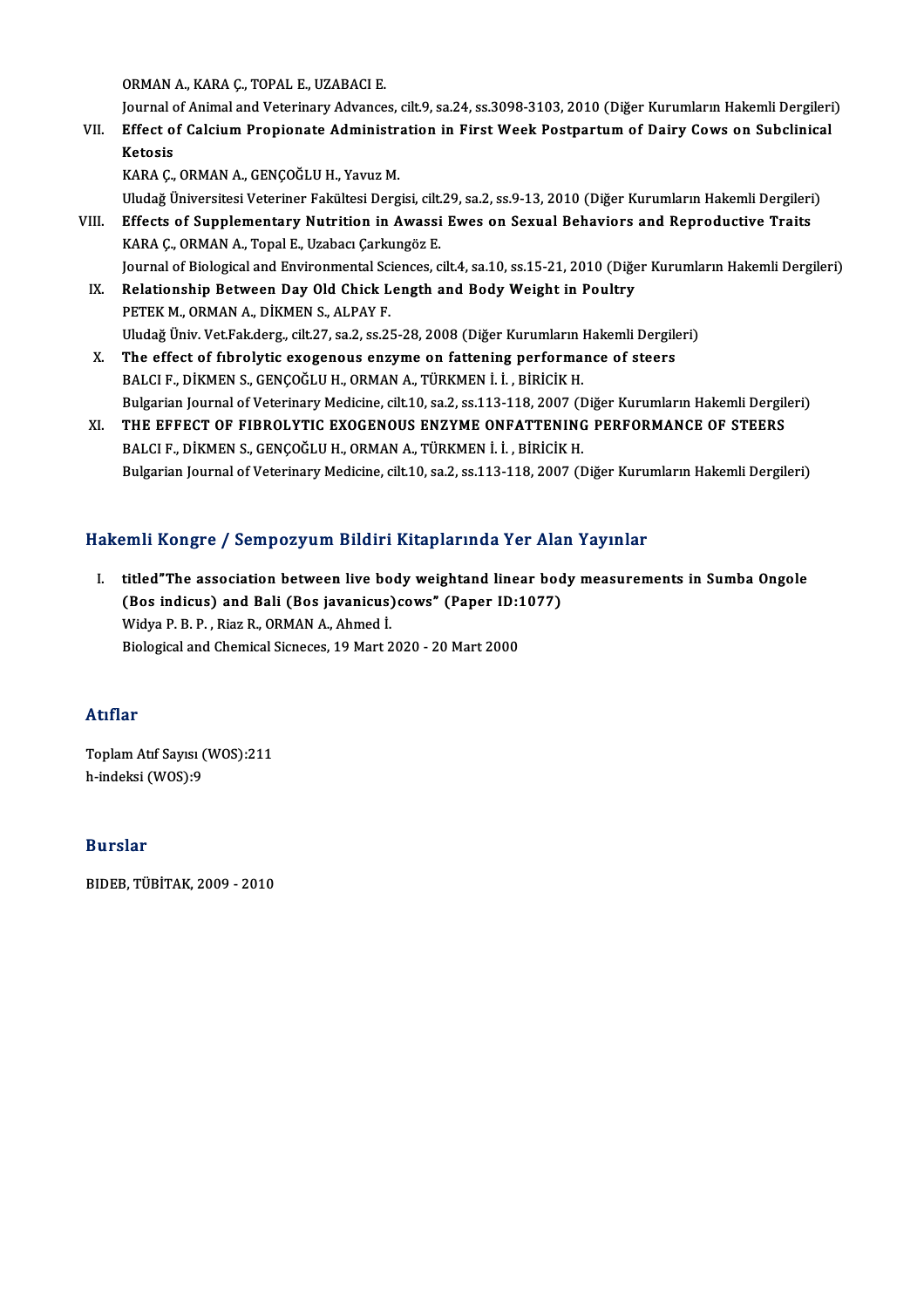ORMAN A., KARA Ç., TOPAL E., UZABACI E.
Journal of Animal and Veterinary Advances, cilt.9, sa.24, ss.3098-3103, 2010 (Diğer Kurumların Hakemli Dergileri)

VII. **Effect of Calcium Propionate Administration in First Week Postpartum of Dairy Cows on Subclinical Ketosis**
KARA Ç., ORMAN A., GENÇOĞLU H., Yavuz M.
Uludağ Üniversitesi Veteriner Fakültesi Dergisi, cilt.29, sa.2, ss.9-13, 2010 (Diğer Kurumların Hakemli Dergileri)

VIII. **Effects of Supplementary Nutrition in Awassi Ewes on Sexual Behaviors and Reproductive Traits**
KARA Ç., ORMAN A., Topal E., Uzabacı Çarkungöz E.
Journal of Biological and Environmental Sciences, cilt.4, sa.10, ss.15-21, 2010 (Diğer Kurumların Hakemli Dergileri)

IX. **Relationship Between Day Old Chick Length and Body Weight in Poultry**
PETEK M., ORMAN A., DİKMEN S., ALPAY F.
Uludağ Üniv. Vet.Fak.derg., cilt.27, sa.2, ss.25-28, 2008 (Diğer Kurumların Hakemli Dergileri)

X. **The effect of fıbrolytic exogenous enzyme on fattening performance of steers**
BALCI F., DİKMEN S., GENÇOĞLU H., ORMAN A., TÜRKMEN İ. İ. , BİRİCİK H.
Bulgarian Journal of Veterinary Medicine, cilt.10, sa.2, ss.113-118, 2007 (Diğer Kurumların Hakemli Dergileri)

XI. **THE EFFECT OF FIBROLYTIC EXOGENOUS ENZYME ONFATTENING PERFORMANCE OF STEERS**
BALCI F., DİKMEN S., GENÇOĞLU H., ORMAN A., TÜRKMEN İ. İ. , BİRİCİK H.
Bulgarian Journal of Veterinary Medicine, cilt.10, sa.2, ss.113-118, 2007 (Diğer Kurumların Hakemli Dergileri)

## Hakemli Kongre / Sempozyum Bildiri Kitaplarında Yer Alan Yayınlar

I. **titled"The association between live body weightand linear body measurements in Sumba Ongole (Bos indicus) and Bali (Bos javanicus)cows" (Paper ID:1077)**
Widya P. B. P. , Riaz R., ORMAN A., Ahmed İ.
Biological and Chemical Sicneces, 19 Mart 2020 - 20 Mart 2000

## Atıflar

Toplam Atıf Sayısı (WOS):211
h-indeksi (WOS):9

## Burslar

BIDEB, TÜBİTAK, 2009 - 2010